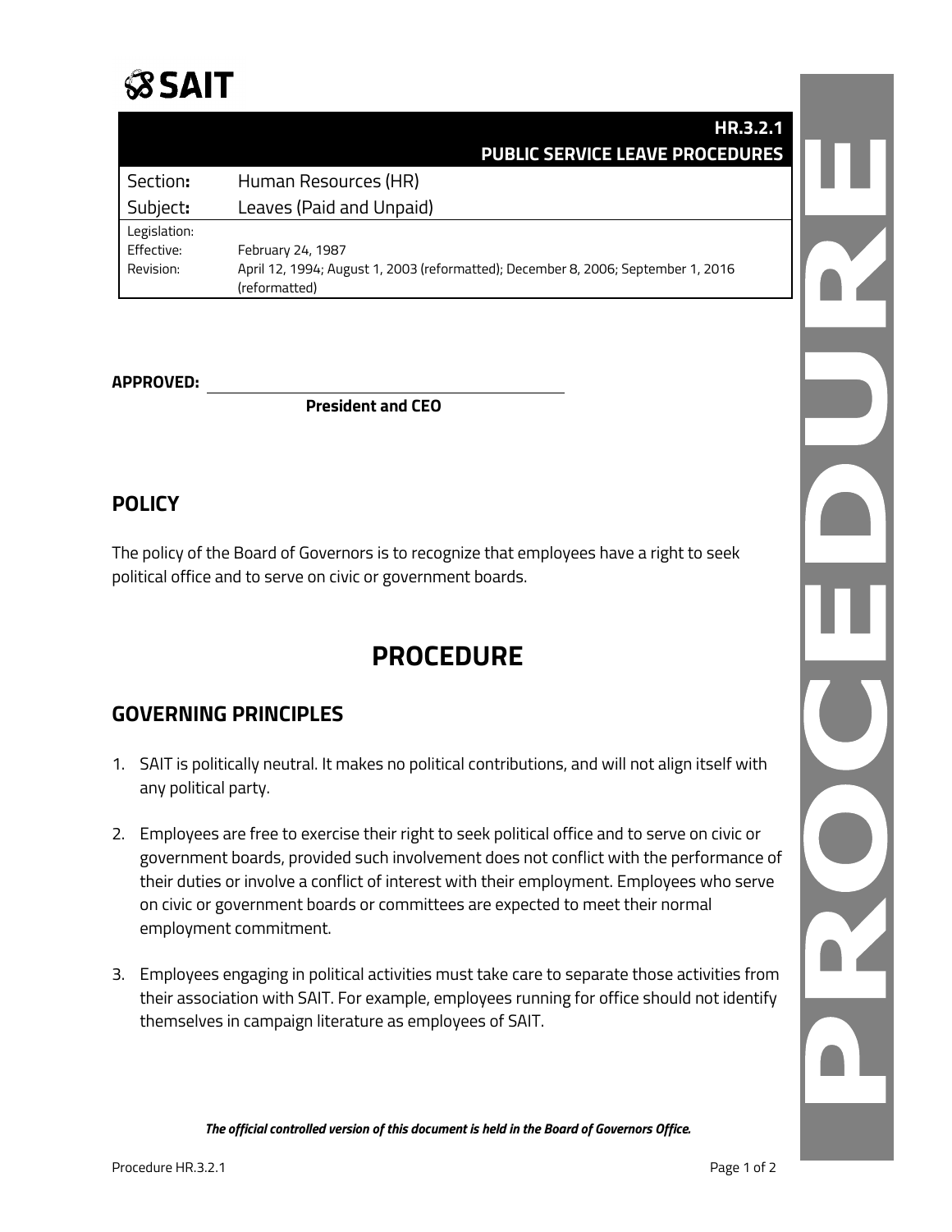**SAIT**

# HR.3.2.1 PUBLIC SERVICE LEAVE PROCEDURES

| Section: | Human Resources (HR) |
| --- | --- |
| Subject: | Leaves (Paid and Unpaid) |
| Legislation: | |
| Effective: | February 24, 1987 |
| Revision: | April 12, 1994; August 1, 2003 (reformatted); December 8, 2006; September 1, 2016 (reformatted) |

**APPROVED:** ______________________________

**President and CEO**

## POLICY

The policy of the Board of Governors is to recognize that employees have a right to seek political office and to serve on civic or government boards.

# PROCEDURE

## GOVERNING PRINCIPLES

1. SAIT is politically neutral. It makes no political contributions, and will not align itself with any political party.

2. Employees are free to exercise their right to seek political office and to serve on civic or government boards, provided such involvement does not conflict with the performance of their duties or involve a conflict of interest with their employment. Employees who serve on civic or government boards or committees are expected to meet their normal employment commitment.

3. Employees engaging in political activities must take care to separate those activities from their association with SAIT. For example, employees running for office should not identify themselves in campaign literature as employees of SAIT.

***The official controlled version of this document is held in the Board of Governors Office.***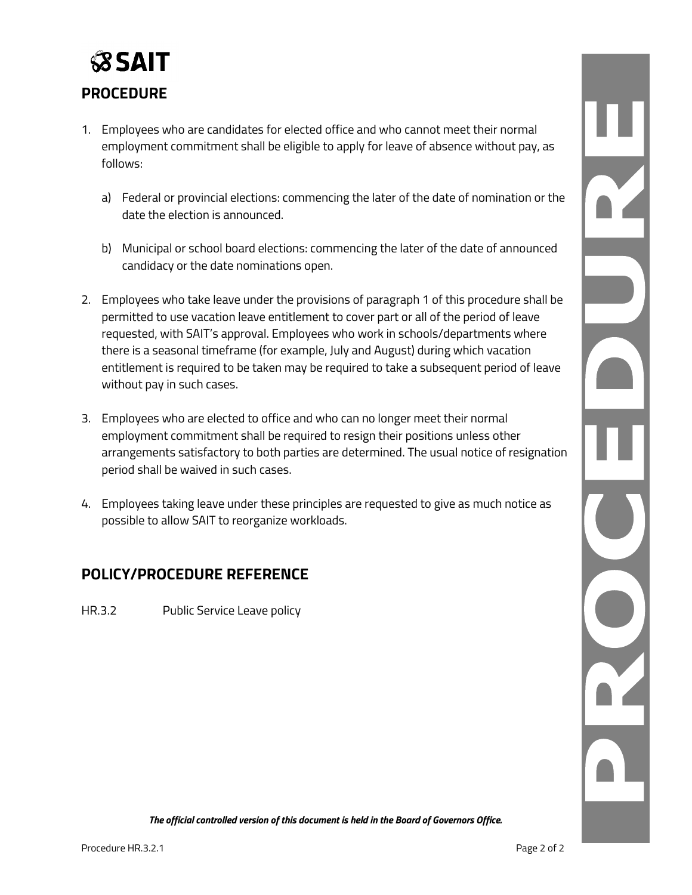## PROCEDURE

1. Employees who are candidates for elected office and who cannot meet their normal employment commitment shall be eligible to apply for leave of absence without pay, as follows:

   a) Federal or provincial elections: commencing the later of the date of nomination or the date the election is announced.

   b) Municipal or school board elections: commencing the later of the date of announced candidacy or the date nominations open.

2. Employees who take leave under the provisions of paragraph 1 of this procedure shall be permitted to use vacation leave entitlement to cover part or all of the period of leave requested, with SAIT's approval. Employees who work in schools/departments where there is a seasonal timeframe (for example, July and August) during which vacation entitlement is required to be taken may be required to take a subsequent period of leave without pay in such cases.

3. Employees who are elected to office and who can no longer meet their normal employment commitment shall be required to resign their positions unless other arrangements satisfactory to both parties are determined. The usual notice of resignation period shall be waived in such cases.

4. Employees taking leave under these principles are requested to give as much notice as possible to allow SAIT to reorganize workloads.

## POLICY/PROCEDURE REFERENCE

HR.3.2 Public Service Leave policy

***The official controlled version of this document is held in the Board of Governors Office.***